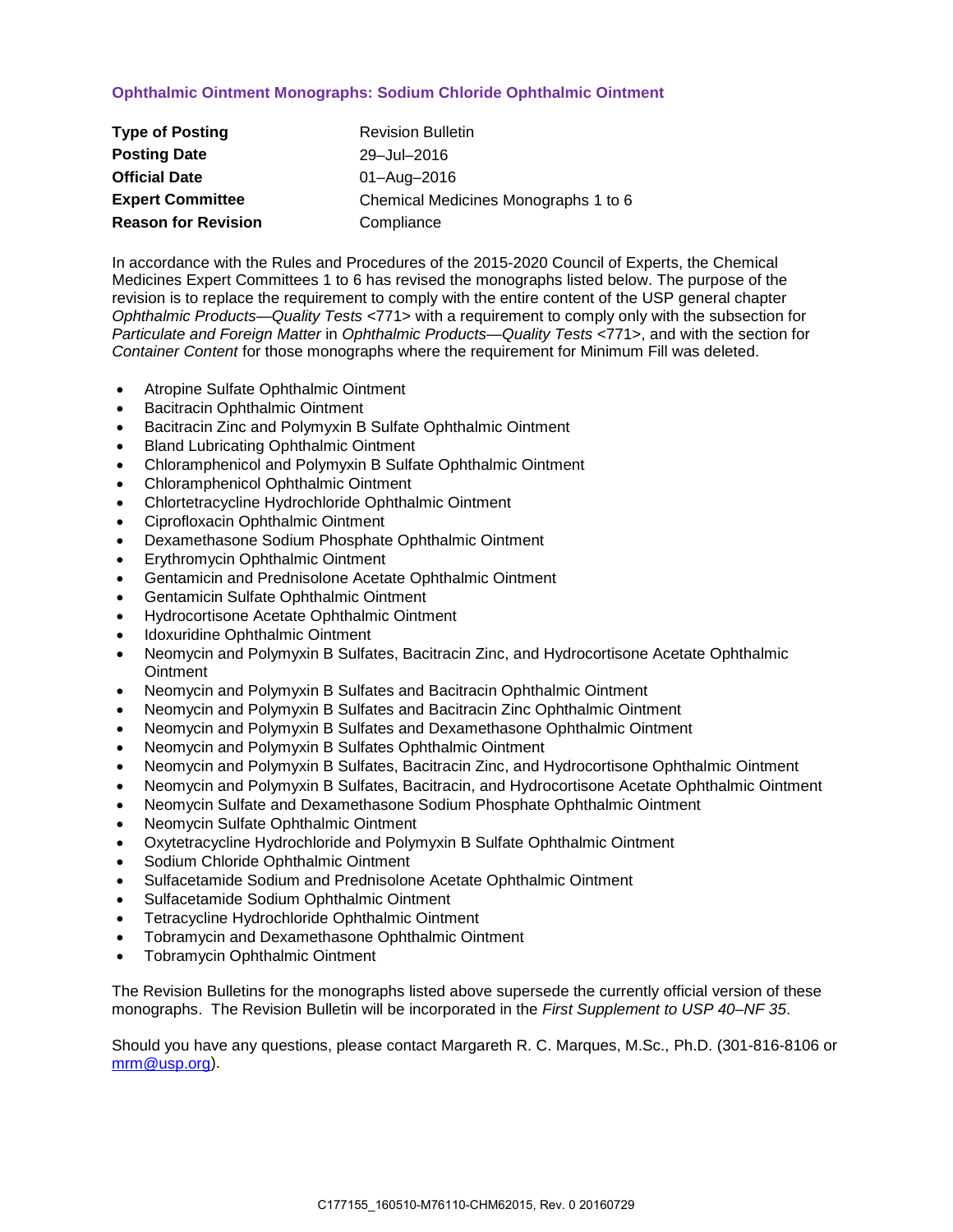## Ophthalmic Ointment Monographs: Sodium Chloride Ophthalmic Ointment

| | |
|---|---|
| **Type of Posting** | Revision Bulletin |
| **Posting Date** | 29–Jul–2016 |
| **Official Date** | 01–Aug–2016 |
| **Expert Committee** | Chemical Medicines Monographs 1 to 6 |
| **Reason for Revision** | Compliance |

In accordance with the Rules and Procedures of the 2015-2020 Council of Experts, the Chemical Medicines Expert Committees 1 to 6 has revised the monographs listed below. The purpose of the revision is to replace the requirement to comply with the entire content of the USP general chapter *Ophthalmic Products—Quality Tests* <771> with a requirement to comply only with the subsection for *Particulate and Foreign Matter* in *Ophthalmic Products—Quality Tests* <771>, and with the section for *Container Content* for those monographs where the requirement for Minimum Fill was deleted.

- Atropine Sulfate Ophthalmic Ointment
- Bacitracin Ophthalmic Ointment
- Bacitracin Zinc and Polymyxin B Sulfate Ophthalmic Ointment
- Bland Lubricating Ophthalmic Ointment
- Chloramphenicol and Polymyxin B Sulfate Ophthalmic Ointment
- Chloramphenicol Ophthalmic Ointment
- Chlortetracycline Hydrochloride Ophthalmic Ointment
- Ciprofloxacin Ophthalmic Ointment
- Dexamethasone Sodium Phosphate Ophthalmic Ointment
- Erythromycin Ophthalmic Ointment
- Gentamicin and Prednisolone Acetate Ophthalmic Ointment
- Gentamicin Sulfate Ophthalmic Ointment
- Hydrocortisone Acetate Ophthalmic Ointment
- Idoxuridine Ophthalmic Ointment
- Neomycin and Polymyxin B Sulfates, Bacitracin Zinc, and Hydrocortisone Acetate Ophthalmic Ointment
- Neomycin and Polymyxin B Sulfates and Bacitracin Ophthalmic Ointment
- Neomycin and Polymyxin B Sulfates and Bacitracin Zinc Ophthalmic Ointment
- Neomycin and Polymyxin B Sulfates and Dexamethasone Ophthalmic Ointment
- Neomycin and Polymyxin B Sulfates Ophthalmic Ointment
- Neomycin and Polymyxin B Sulfates, Bacitracin Zinc, and Hydrocortisone Ophthalmic Ointment
- Neomycin and Polymyxin B Sulfates, Bacitracin, and Hydrocortisone Acetate Ophthalmic Ointment
- Neomycin Sulfate and Dexamethasone Sodium Phosphate Ophthalmic Ointment
- Neomycin Sulfate Ophthalmic Ointment
- Oxytetracycline Hydrochloride and Polymyxin B Sulfate Ophthalmic Ointment
- Sodium Chloride Ophthalmic Ointment
- Sulfacetamide Sodium and Prednisolone Acetate Ophthalmic Ointment
- Sulfacetamide Sodium Ophthalmic Ointment
- Tetracycline Hydrochloride Ophthalmic Ointment
- Tobramycin and Dexamethasone Ophthalmic Ointment
- Tobramycin Ophthalmic Ointment

The Revision Bulletins for the monographs listed above supersede the currently official version of these monographs. The Revision Bulletin will be incorporated in the *First Supplement to USP 40–NF 35*.

Should you have any questions, please contact Margareth R. C. Marques, M.Sc., Ph.D. (301-816-8106 or mrm@usp.org).

C177155_160510-M76110-CHM62015, Rev. 0 20160729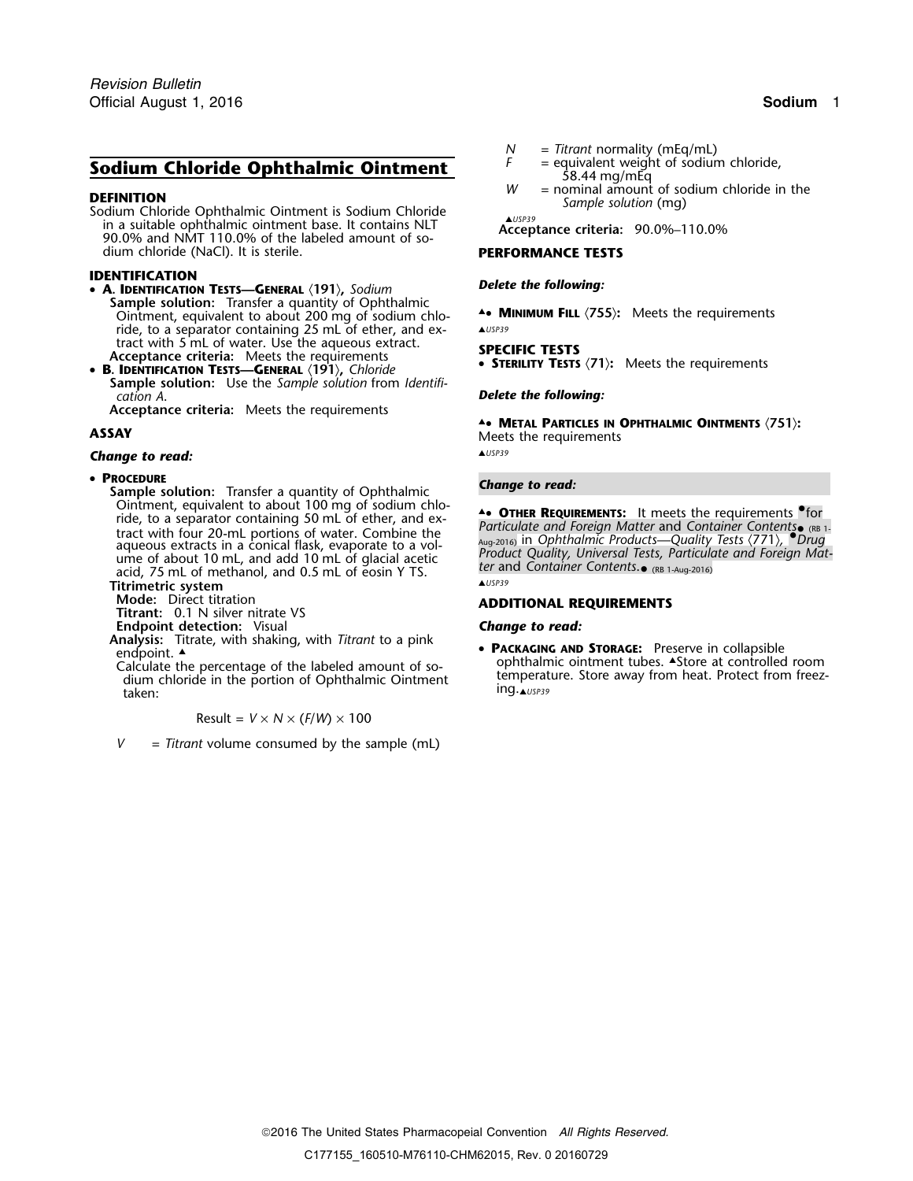# Sodium Chloride Ophthalmic Ointment

**DEFINITION**

Sodium Chloride Ophthalmic Ointment is Sodium Chloride in a suitable ophthalmic ointment base. It contains NLT 90.0% and NMT 110.0% of the labeled amount of sodium chloride (NaCl). It is sterile.

**IDENTIFICATION**

- **A. Identification Tests—General ⟨191⟩,** *Sodium*
  **Sample solution:** Transfer a quantity of Ophthalmic Ointment, equivalent to about 200 mg of sodium chloride, to a separator containing 25 mL of ether, and extract with 5 mL of water. Use the aqueous extract.
  **Acceptance criteria:** Meets the requirements
- **B. Identification Tests—General ⟨191⟩,** *Chloride*
  **Sample solution:** Use the *Sample solution* from *Identification A*.
  **Acceptance criteria:** Meets the requirements

**ASSAY**

***Change to read:***

- **Procedure**
  **Sample solution:** Transfer a quantity of Ophthalmic Ointment, equivalent to about 100 mg of sodium chloride, to a separator containing 50 mL of ether, and extract with four 20-mL portions of water. Combine the aqueous extracts in a conical flask, evaporate to a volume of about 10 mL, and add 10 mL of glacial acetic acid, 75 mL of methanol, and 0.5 mL of eosin Y TS.
  **Titrimetric system**
  **Mode:** Direct titration
  **Titrant:** 0.1 N silver nitrate VS
  **Endpoint detection:** Visual
  **Analysis:** Titrate, with shaking, with *Titrant* to a pink endpoint. ▲
  Calculate the percentage of the labeled amount of sodium chloride in the portion of Ophthalmic Ointment taken:

$$\text{Result} = V \times N \times (F/W) \times 100$$

$V$ = *Titrant* volume consumed by the sample (mL)
$N$ = *Titrant* normality (mEq/mL)
$F$ = equivalent weight of sodium chloride, 58.44 mg/mEq
$W$ = nominal amount of sodium chloride in the *Sample solution* (mg)

▲USP39

**Acceptance criteria:** 90.0%–110.0%

**PERFORMANCE TESTS**

***Delete the following:***

▲• **Minimum Fill ⟨755⟩:** Meets the requirements ▲USP39

**SPECIFIC TESTS**

- **Sterility Tests ⟨71⟩:** Meets the requirements

***Delete the following:***

▲• **Metal Particles in Ophthalmic Ointments ⟨751⟩:** Meets the requirements ▲USP39

***Change to read:***

▲• **Other Requirements:** It meets the requirements •for *Particulate and Foreign Matter* and *Container Contents*• (RB 1-Aug-2016) in *Ophthalmic Products—Quality Tests* ⟨771⟩, •*Drug Product Quality, Universal Tests, Particulate and Foreign Matter* and *Container Contents*.• (RB 1-Aug-2016) ▲USP39

**ADDITIONAL REQUIREMENTS**

***Change to read:***

- **Packaging and Storage:** Preserve in collapsible ophthalmic ointment tubes. ▲Store at controlled room temperature. Store away from heat. Protect from freezing.▲USP39